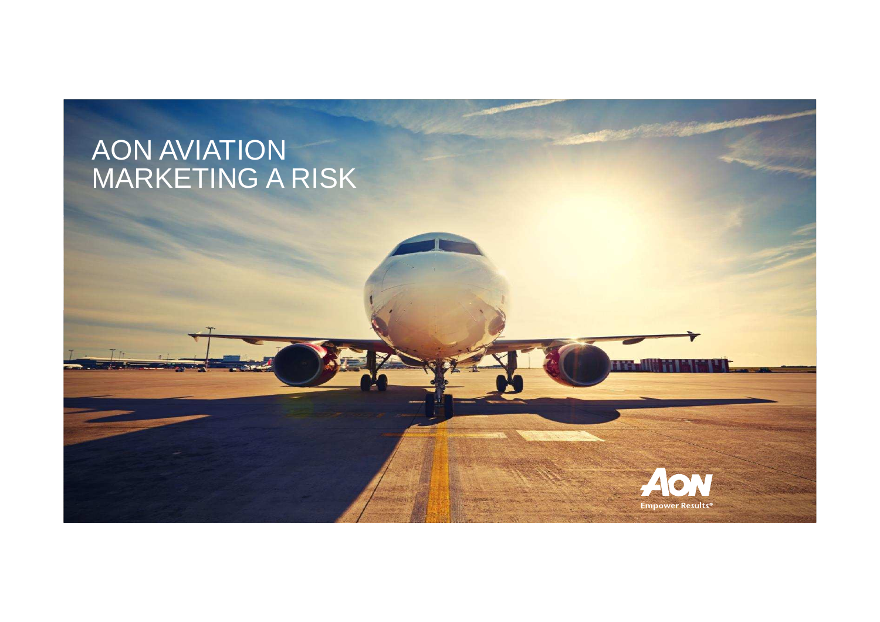# AON AVIATION
# MARKETING A RISK

Empower Results®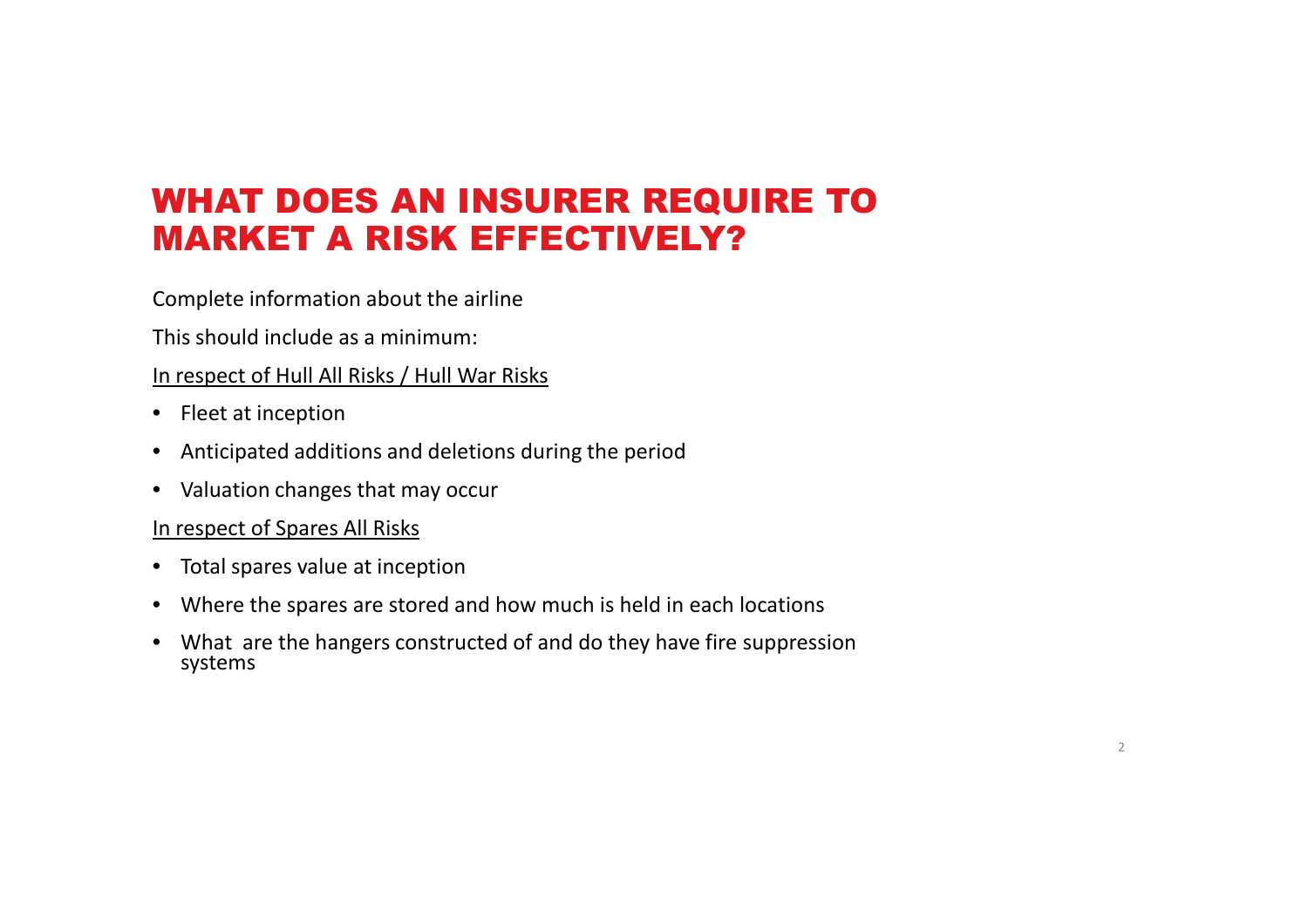# WHAT DOES AN INSURER REQUIRE TO MARKET A RISK EFFECTIVELY?

Complete information about the airline

This should include as a minimum:

<u>In respect of Hull All Risks / Hull War Risks</u>

- Fleet at inception
- Anticipated additions and deletions during the period
- Valuation changes that may occur

<u>In respect of Spares All Risks</u>

- Total spares value at inception
- Where the spares are stored and how much is held in each locations
- What are the hangers constructed of and do they have fire suppression systems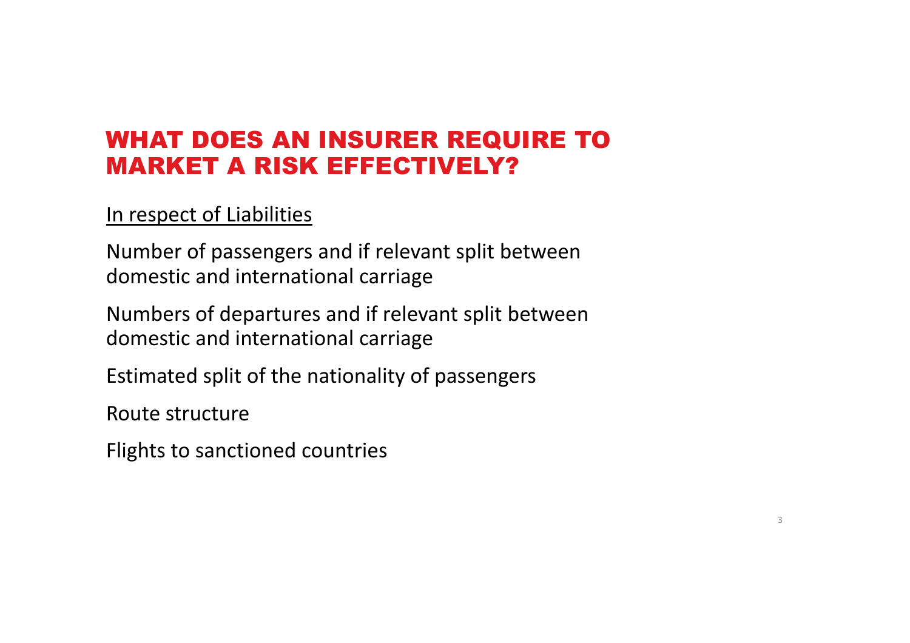# WHAT DOES AN INSURER REQUIRE TO MARKET A RISK EFFECTIVELY?

<u>In respect of Liabilities</u>

Number of passengers and if relevant split between domestic and international carriage

Numbers of departures and if relevant split between domestic and international carriage

Estimated split of the nationality of passengers

Route structure

Flights to sanctioned countries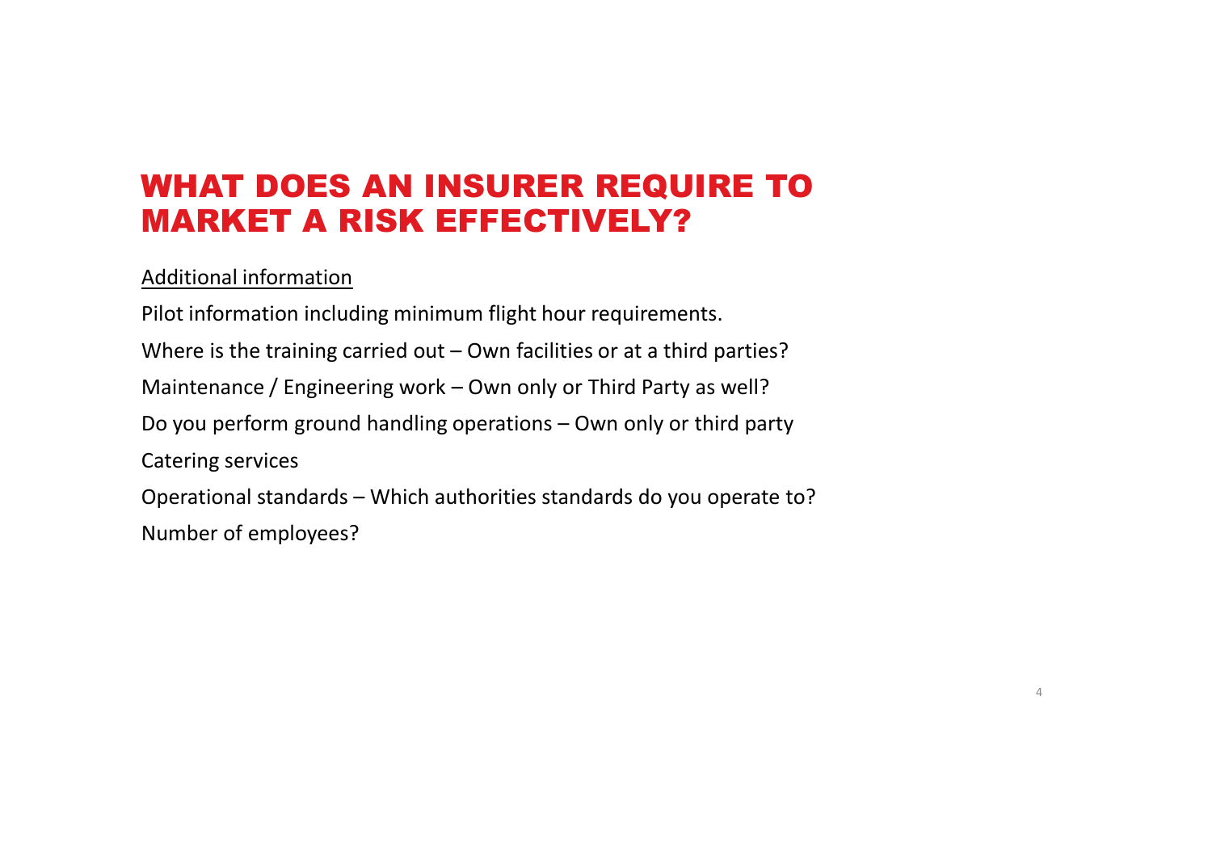# WHAT DOES AN INSURER REQUIRE TO MARKET A RISK EFFECTIVELY?

<u>Additional information</u>

Pilot information including minimum flight hour requirements.

Where is the training carried out – Own facilities or at a third parties?

Maintenance / Engineering work – Own only or Third Party as well?

Do you perform ground handling operations – Own only or third party

Catering services

Operational standards – Which authorities standards do you operate to?

Number of employees?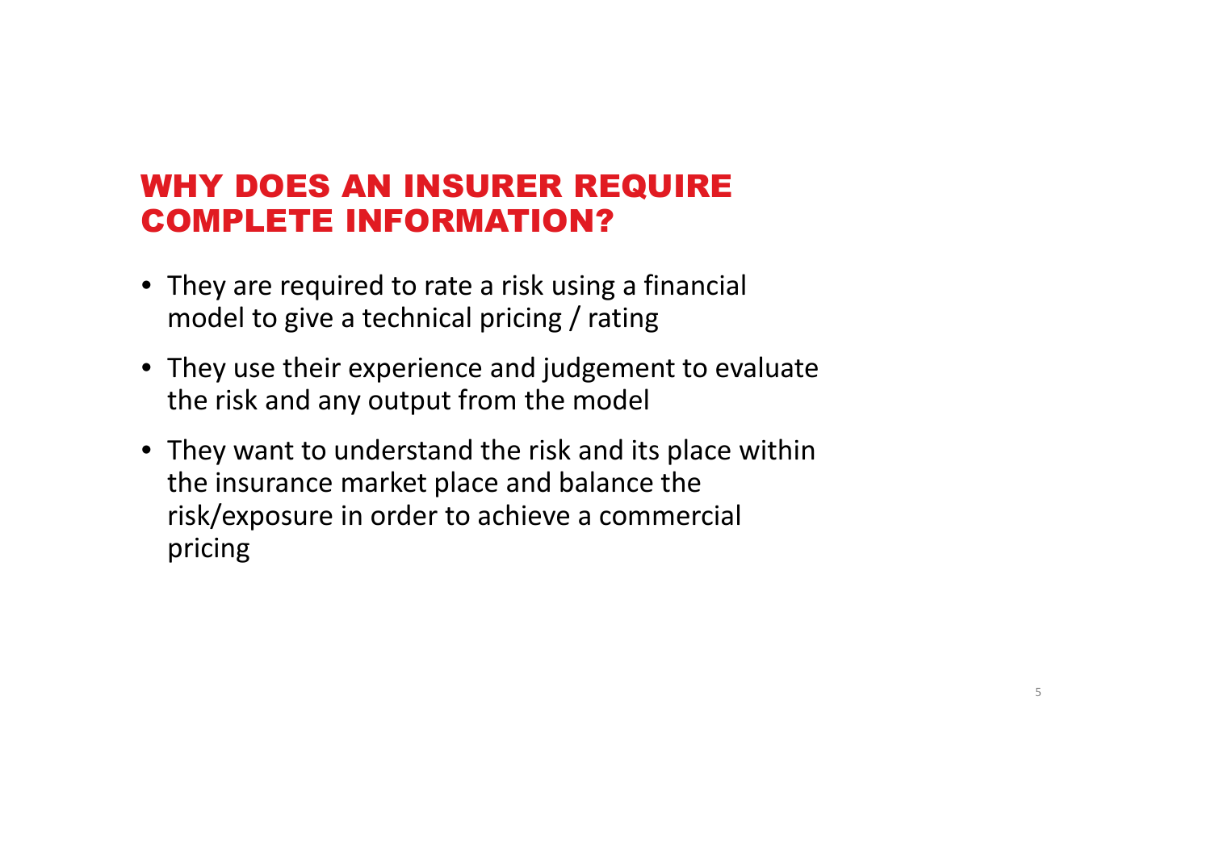## WHY DOES AN INSURER REQUIRE COMPLETE INFORMATION?

- They are required to rate a risk using a financial model to give a technical pricing / rating
- They use their experience and judgement to evaluate the risk and any output from the model
- They want to understand the risk and its place within the insurance market place and balance the risk/exposure in order to achieve a commercial pricing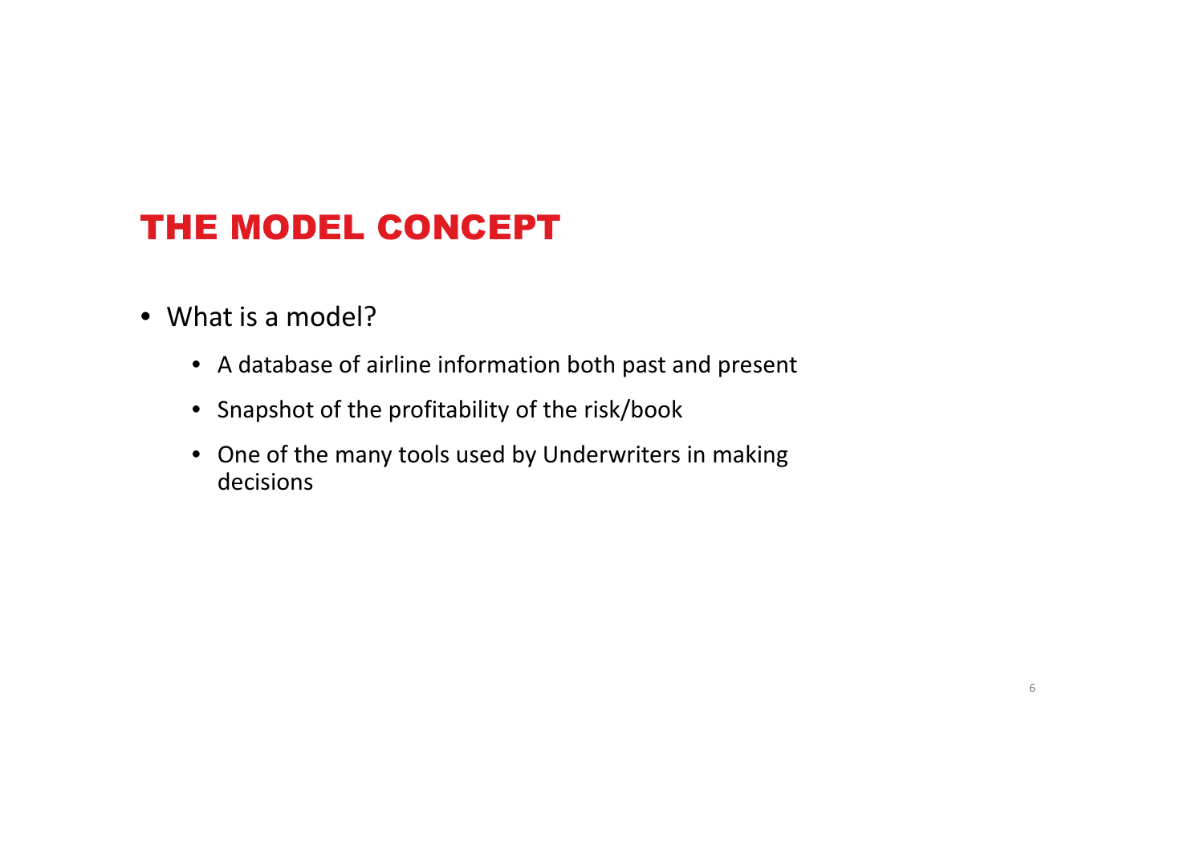# THE MODEL CONCEPT

- What is a model?
  - A database of airline information both past and present
  - Snapshot of the profitability of the risk/book
  - One of the many tools used by Underwriters in making decisions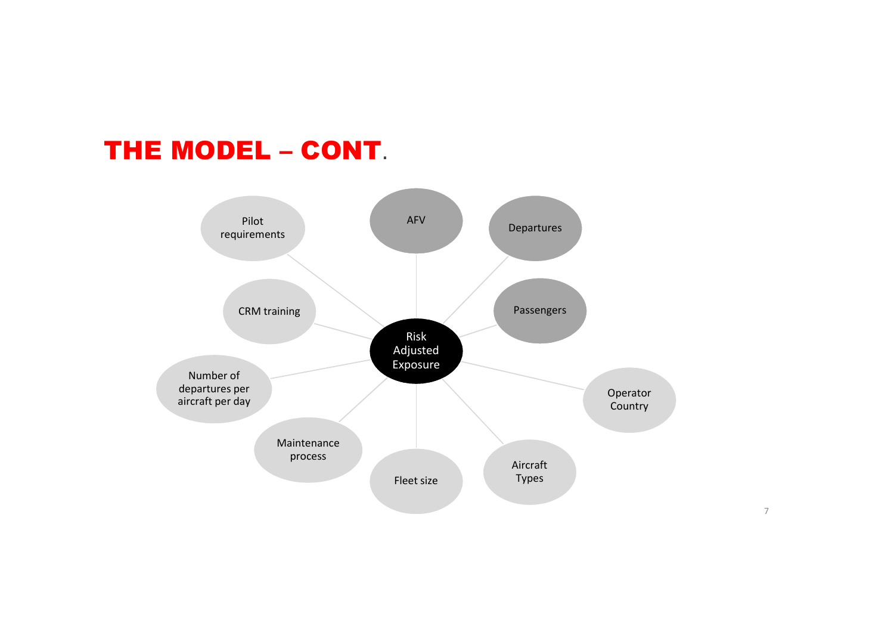# THE MODEL – CONT.

Risk Adjusted Exposure

- AFV
- Departures
- Passengers
- Operator Country
- Aircraft Types
- Fleet size
- Maintenance process
- Number of departures per aircraft per day
- CRM training
- Pilot requirements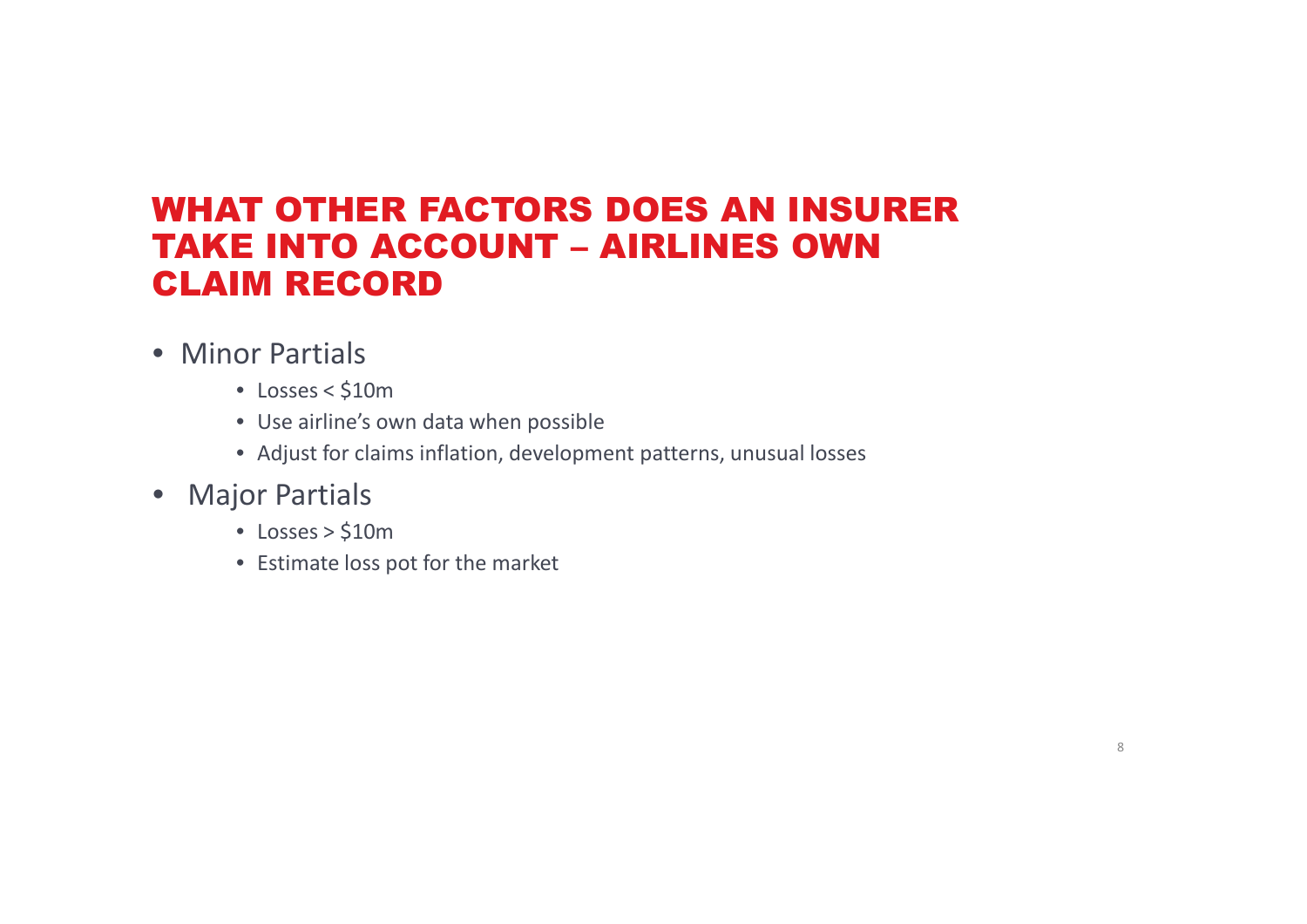# WHAT OTHER FACTORS DOES AN INSURER TAKE INTO ACCOUNT – AIRLINES OWN CLAIM RECORD

- Minor Partials
  - Losses < $10m
  - Use airline's own data when possible
  - Adjust for claims inflation, development patterns, unusual losses
- Major Partials
  - Losses > $10m
  - Estimate loss pot for the market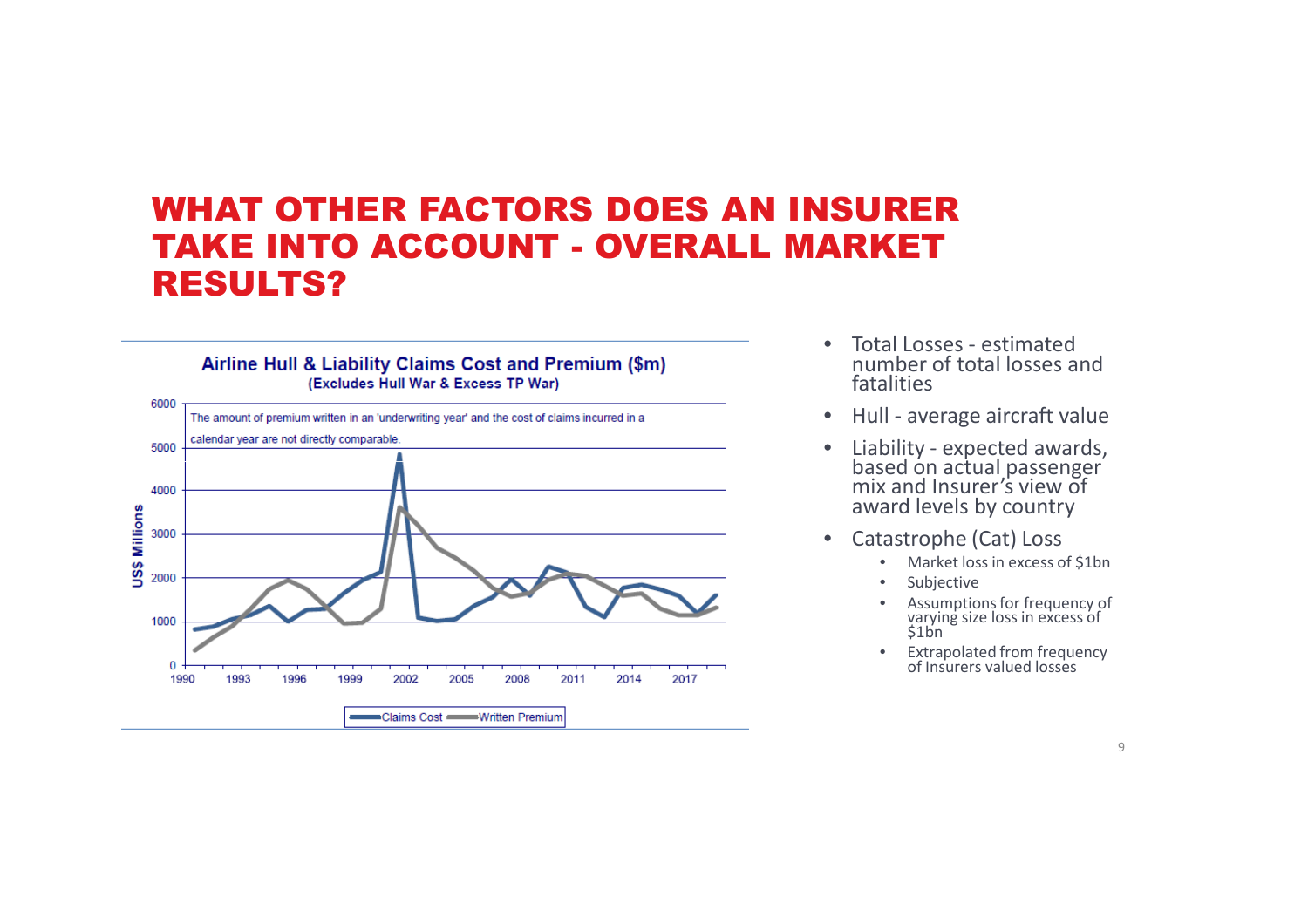# WHAT OTHER FACTORS DOES AN INSURER TAKE INTO ACCOUNT - OVERALL MARKET RESULTS?

**Airline Hull & Liability Claims Cost and Premium ($m)**
(Excludes Hull War & Excess TP War)

The amount of premium written in an 'underwriting year' and the cost of claims incurred in a calendar year are not directly comparable.

- Total Losses - estimated number of total losses and fatalities
- Hull - average aircraft value
- Liability - expected awards, based on actual passenger mix and Insurer's view of award levels by country
- Catastrophe (Cat) Loss
  - Market loss in excess of $1bn
  - Subjective
  - Assumptions for frequency of varying size loss in excess of $1bn
  - Extrapolated from frequency of Insurers valued losses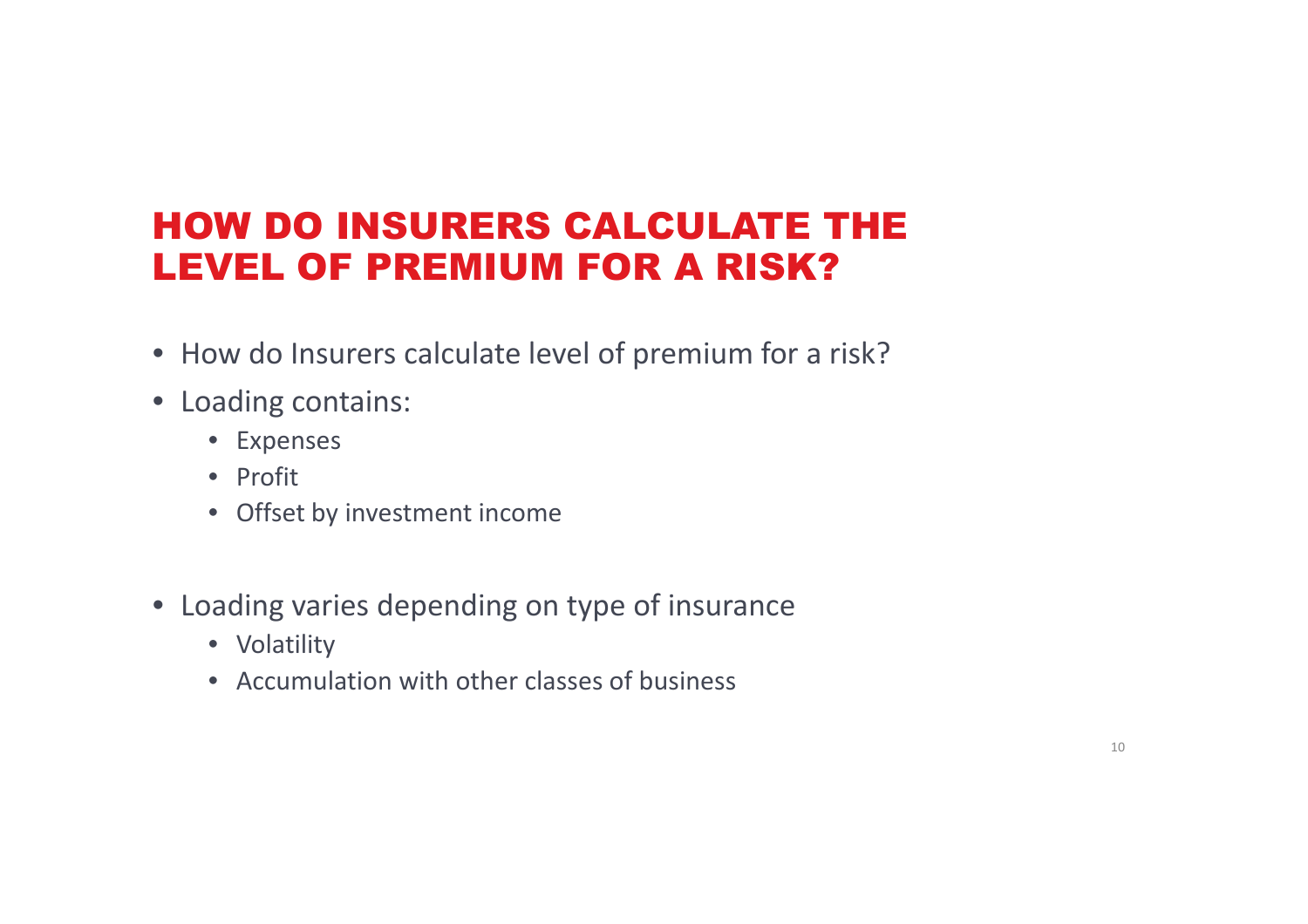# HOW DO INSURERS CALCULATE THE LEVEL OF PREMIUM FOR A RISK?

- How do Insurers calculate level of premium for a risk?
- Loading contains:
  - Expenses
  - Profit
  - Offset by investment income

- Loading varies depending on type of insurance
  - Volatility
  - Accumulation with other classes of business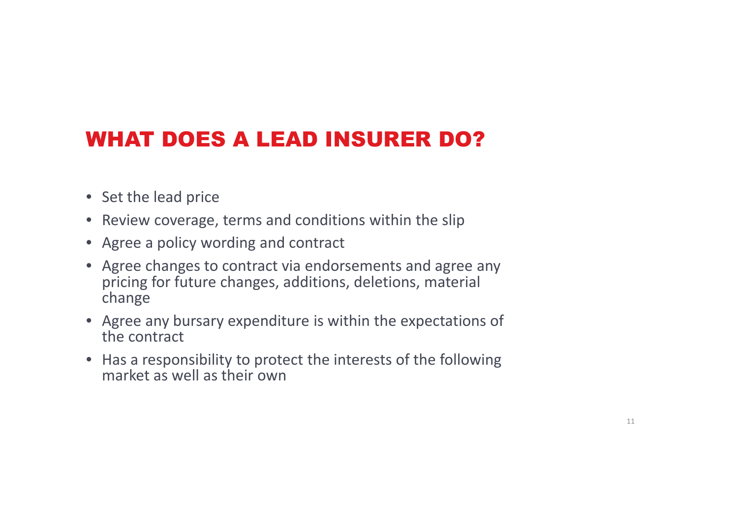# WHAT DOES A LEAD INSURER DO?

- Set the lead price
- Review coverage, terms and conditions within the slip
- Agree a policy wording and contract
- Agree changes to contract via endorsements and agree any pricing for future changes, additions, deletions, material change
- Agree any bursary expenditure is within the expectations of the contract
- Has a responsibility to protect the interests of the following market as well as their own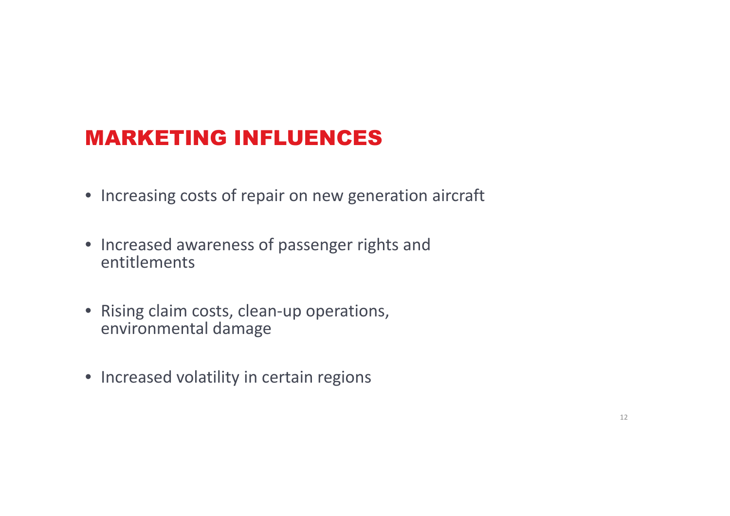## MARKETING INFLUENCES

- Increasing costs of repair on new generation aircraft
- Increased awareness of passenger rights and entitlements
- Rising claim costs, clean-up operations, environmental damage
- Increased volatility in certain regions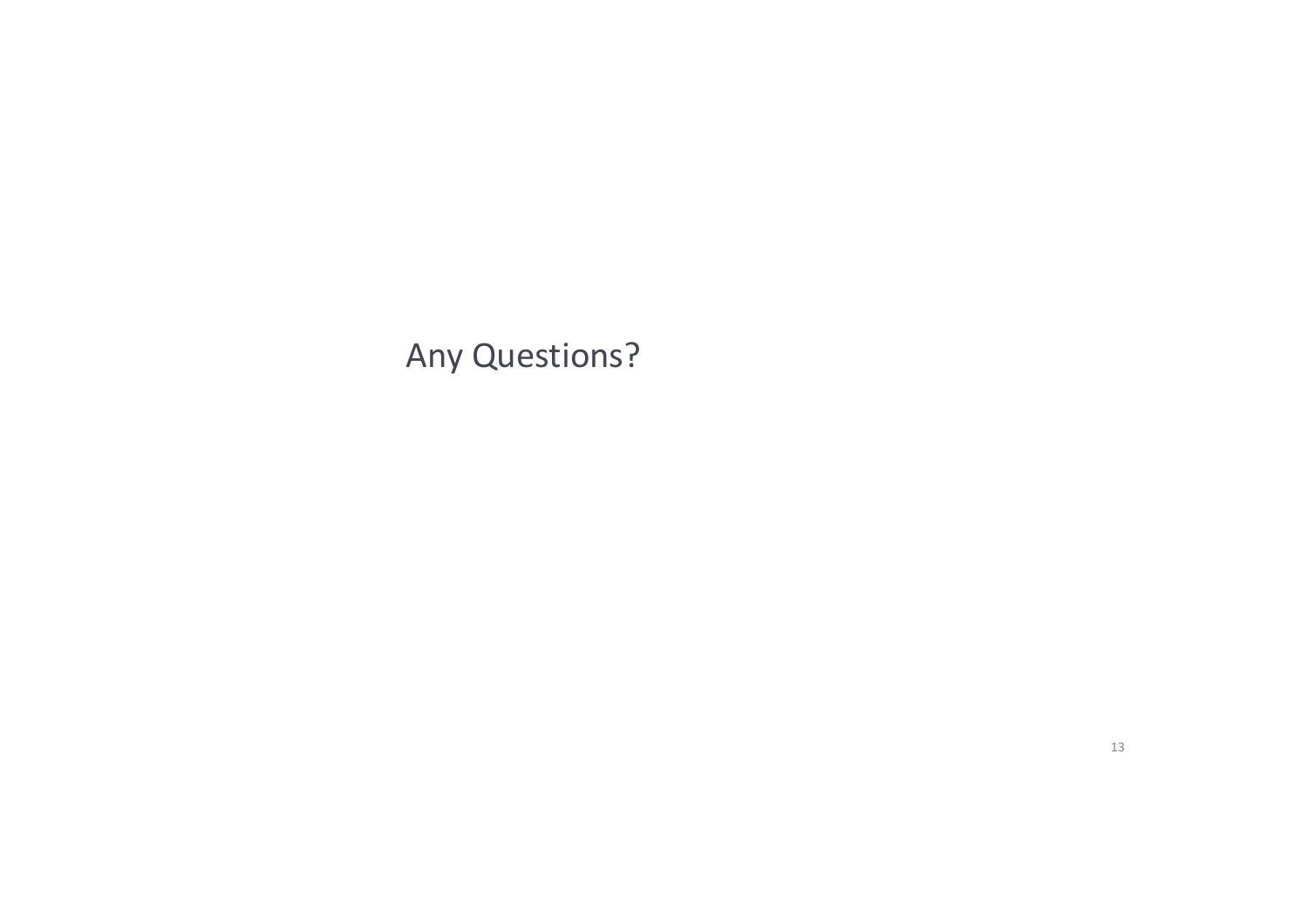Any Questions?